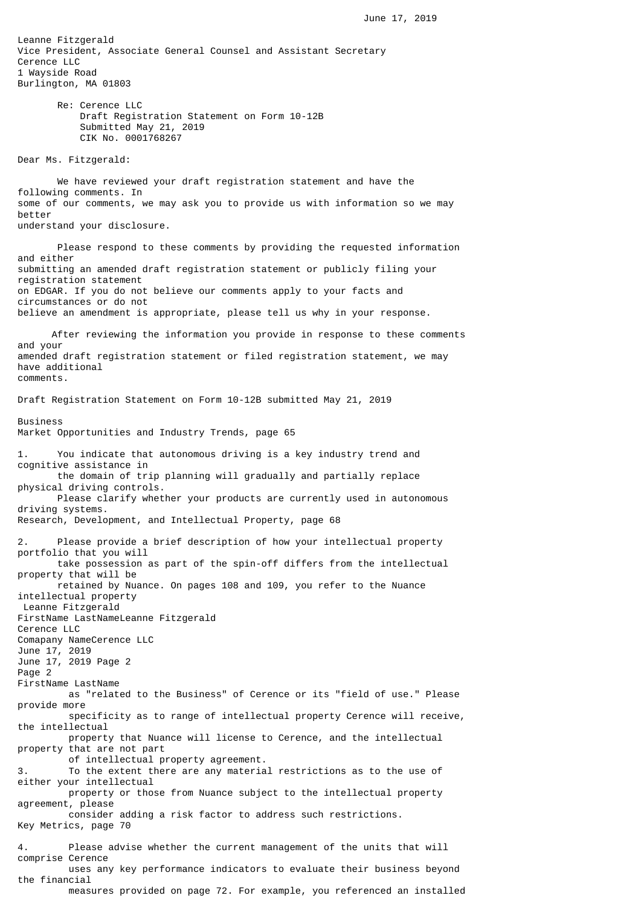June 17, 2019

Leanne Fitzgerald
Vice President, Associate General Counsel and Assistant Secretary
Cerence LLC
1 Wayside Road
Burlington, MA 01803

Re: Cerence LLC
Draft Registration Statement on Form 10-12B
Submitted May 21, 2019
CIK No. 0001768267

Dear Ms. Fitzgerald:

We have reviewed your draft registration statement and have the following comments. In some of our comments, we may ask you to provide us with information so we may better understand your disclosure.

Please respond to these comments by providing the requested information and either submitting an amended draft registration statement or publicly filing your registration statement on EDGAR. If you do not believe our comments apply to your facts and circumstances or do not believe an amendment is appropriate, please tell us why in your response.

After reviewing the information you provide in response to these comments and your amended draft registration statement or filed registration statement, we may have additional comments.

Draft Registration Statement on Form 10-12B submitted May 21, 2019

Business
Market Opportunities and Industry Trends, page 65

1. You indicate that autonomous driving is a key industry trend and cognitive assistance in the domain of trip planning will gradually and partially replace physical driving controls. Please clarify whether your products are currently used in autonomous driving systems.

Research, Development, and Intellectual Property, page 68

2. Please provide a brief description of how your intellectual property portfolio that you will take possession as part of the spin-off differs from the intellectual property that will be retained by Nuance. On pages 108 and 109, you refer to the Nuance intellectual property as "related to the Business" of Cerence or its "field of use." Please provide more specificity as to range of intellectual property Cerence will receive, the intellectual property that Nuance will license to Cerence, and the intellectual property that are not part of intellectual property agreement.

3. To the extent there are any material restrictions as to the use of either your intellectual property or those from Nuance subject to the intellectual property agreement, please consider adding a risk factor to address such restrictions.

Key Metrics, page 70

4. Please advise whether the current management of the units that will comprise Cerence uses any key performance indicators to evaluate their business beyond the financial measures provided on page 72. For example, you referenced an installed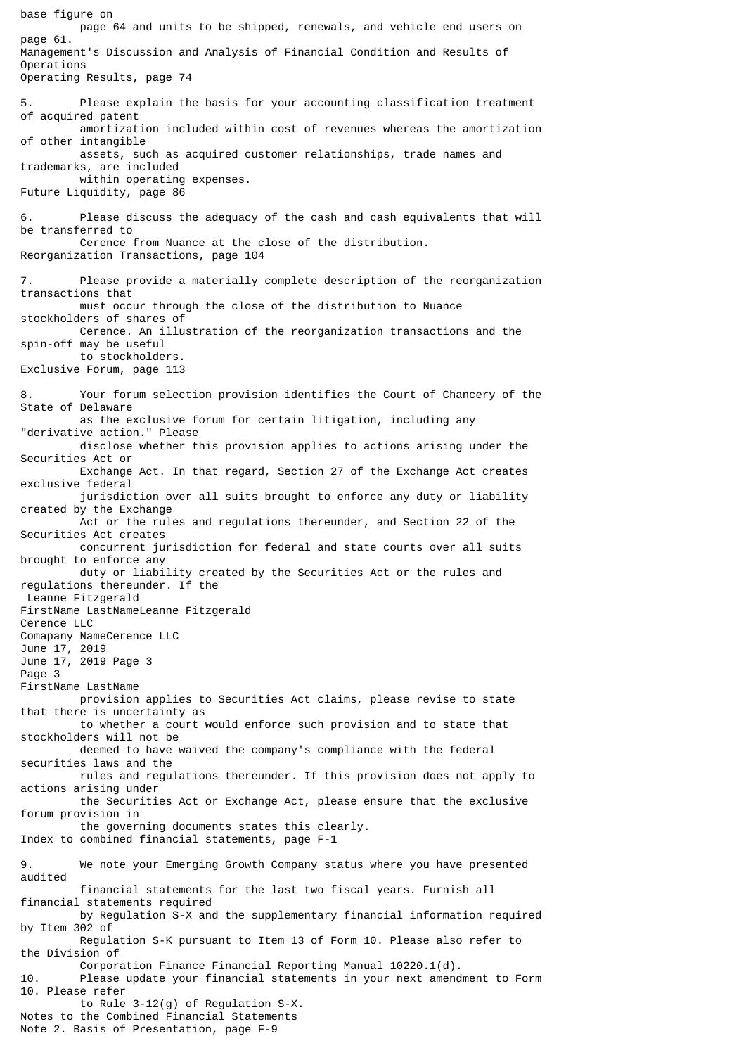base figure on page 64 and units to be shipped, renewals, and vehicle end users on page 61.

Management's Discussion and Analysis of Financial Condition and Results of Operations
Operating Results, page 74

5. Please explain the basis for your accounting classification treatment of acquired patent amortization included within cost of revenues whereas the amortization of other intangible assets, such as acquired customer relationships, trade names and trademarks, are included within operating expenses.

Future Liquidity, page 86

6. Please discuss the adequacy of the cash and cash equivalents that will be transferred to Cerence from Nuance at the close of the distribution.

Reorganization Transactions, page 104

7. Please provide a materially complete description of the reorganization transactions that must occur through the close of the distribution to Nuance stockholders of shares of Cerence. An illustration of the reorganization transactions and the spin-off may be useful to stockholders.

Exclusive Forum, page 113

8. Your forum selection provision identifies the Court of Chancery of the State of Delaware as the exclusive forum for certain litigation, including any "derivative action." Please disclose whether this provision applies to actions arising under the Securities Act or Exchange Act. In that regard, Section 27 of the Exchange Act creates exclusive federal jurisdiction over all suits brought to enforce any duty or liability created by the Exchange Act or the rules and regulations thereunder, and Section 22 of the Securities Act creates concurrent jurisdiction for federal and state courts over all suits brought to enforce any duty or liability created by the Securities Act or the rules and regulations thereunder. If the provision applies to Securities Act claims, please revise to state that there is uncertainty as to whether a court would enforce such provision and to state that stockholders will not be deemed to have waived the company's compliance with the federal securities laws and the rules and regulations thereunder. If this provision does not apply to actions arising under the Securities Act or Exchange Act, please ensure that the exclusive forum provision in the governing documents states this clearly.

Index to combined financial statements, page F-1

9. We note your Emerging Growth Company status where you have presented audited financial statements for the last two fiscal years. Furnish all financial statements required by Regulation S-X and the supplementary financial information required by Item 302 of Regulation S-K pursuant to Item 13 of Form 10. Please also refer to the Division of Corporation Finance Financial Reporting Manual 10220.1(d).

10. Please update your financial statements in your next amendment to Form 10. Please refer to Rule 3-12(g) of Regulation S-X.

Notes to the Combined Financial Statements
Note 2. Basis of Presentation, page F-9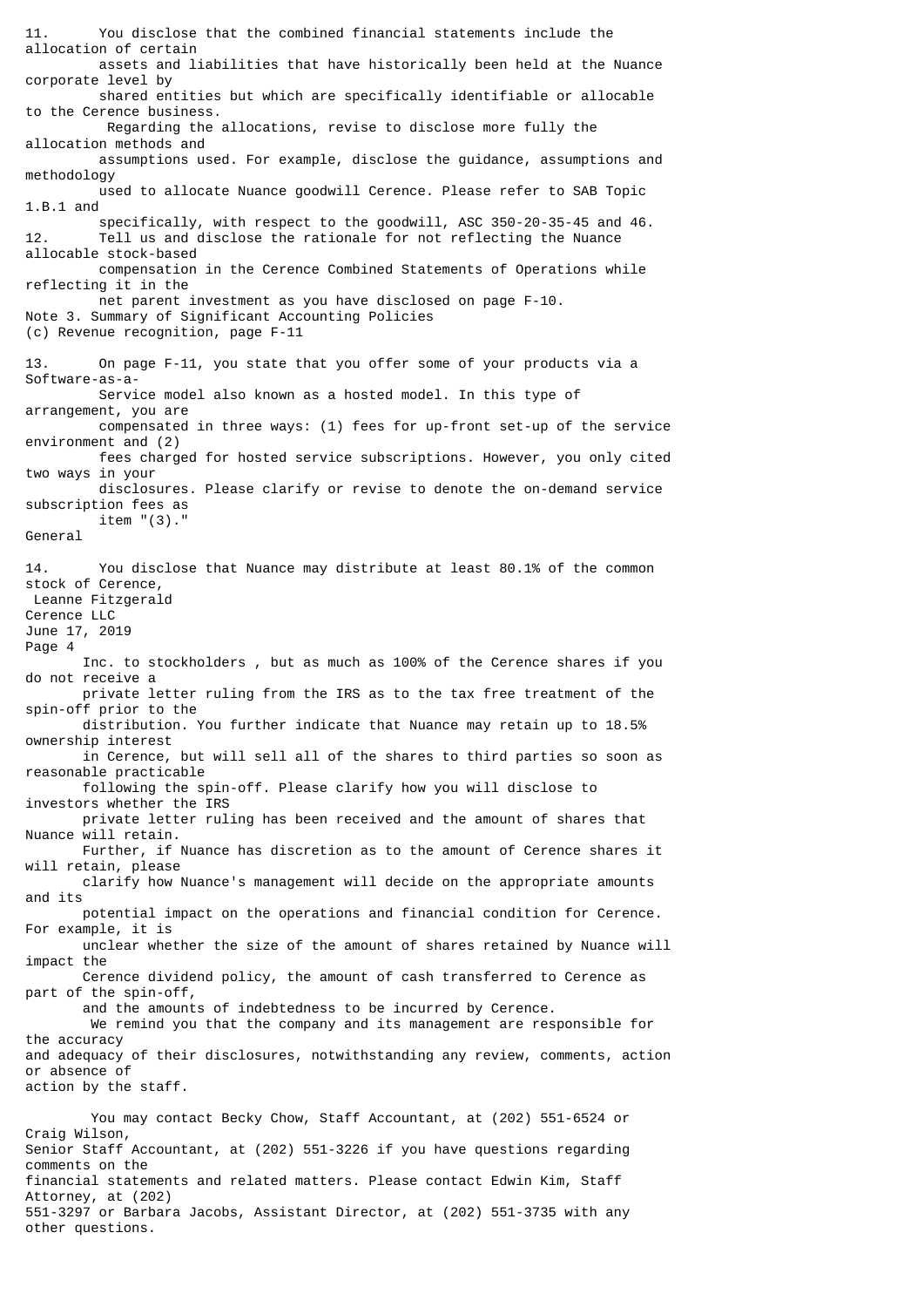11. You disclose that the combined financial statements include the allocation of certain assets and liabilities that have historically been held at the Nuance corporate level by shared entities but which are specifically identifiable or allocable to the Cerence business. Regarding the allocations, revise to disclose more fully the allocation methods and assumptions used. For example, disclose the guidance, assumptions and methodology used to allocate Nuance goodwill Cerence. Please refer to SAB Topic 1.B.1 and specifically, with respect to the goodwill, ASC 350-20-35-45 and 46.

12. Tell us and disclose the rationale for not reflecting the Nuance allocable stock-based compensation in the Cerence Combined Statements of Operations while reflecting it in the net parent investment as you have disclosed on page F-10.

Note 3. Summary of Significant Accounting Policies
(c) Revenue recognition, page F-11

13. On page F-11, you state that you offer some of your products via a Software-as-a-Service model also known as a hosted model. In this type of arrangement, you are compensated in three ways: (1) fees for up-front set-up of the service environment and (2) fees charged for hosted service subscriptions. However, you only cited two ways in your disclosures. Please clarify or revise to denote the on-demand service subscription fees as item "(3)."

General

14. You disclose that Nuance may distribute at least 80.1% of the common stock of Cerence, Inc. to stockholders , but as much as 100% of the Cerence shares if you do not receive a private letter ruling from the IRS as to the tax free treatment of the spin-off prior to the distribution. You further indicate that Nuance may retain up to 18.5% ownership interest in Cerence, but will sell all of the shares to third parties so soon as reasonable practicable following the spin-off. Please clarify how you will disclose to investors whether the IRS private letter ruling has been received and the amount of shares that Nuance will retain. Further, if Nuance has discretion as to the amount of Cerence shares it will retain, please clarify how Nuance's management will decide on the appropriate amounts and its potential impact on the operations and financial condition for Cerence. For example, it is unclear whether the size of the amount of shares retained by Nuance will impact the Cerence dividend policy, the amount of cash transferred to Cerence as part of the spin-off, and the amounts of indebtedness to be incurred by Cerence.

We remind you that the company and its management are responsible for the accuracy and adequacy of their disclosures, notwithstanding any review, comments, action or absence of action by the staff.

You may contact Becky Chow, Staff Accountant, at (202) 551-6524 or Craig Wilson, Senior Staff Accountant, at (202) 551-3226 if you have questions regarding comments on the financial statements and related matters. Please contact Edwin Kim, Staff Attorney, at (202) 551-3297 or Barbara Jacobs, Assistant Director, at (202) 551-3735 with any other questions.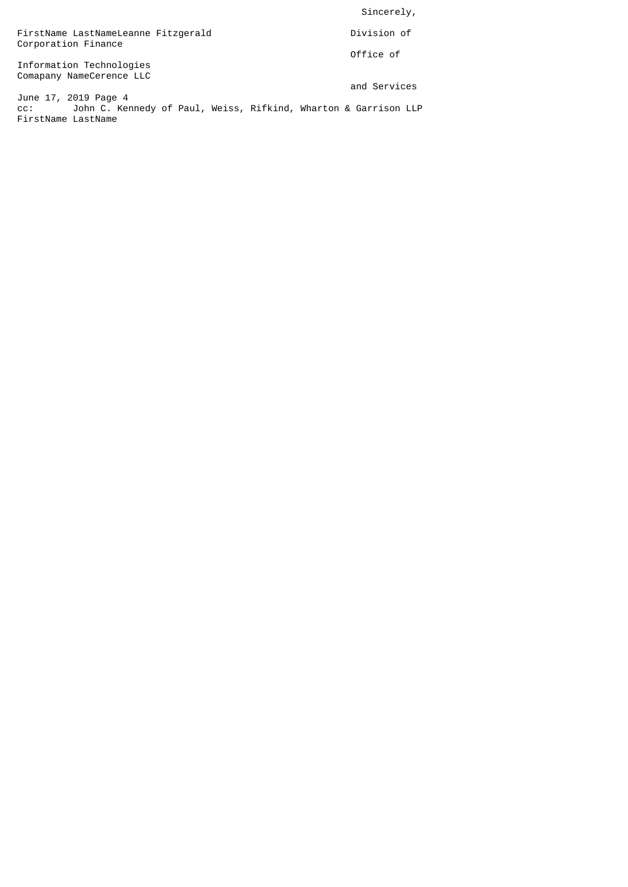Sincerely,

FirstName LastNameLeanne Fitzgerald
Corporation Finance

Division of

Office of

Information Technologies
Comapany NameCerence LLC

and Services

June 17, 2019 Page 4

cc: John C. Kennedy of Paul, Weiss, Rifkind, Wharton & Garrison LLP

FirstName LastName